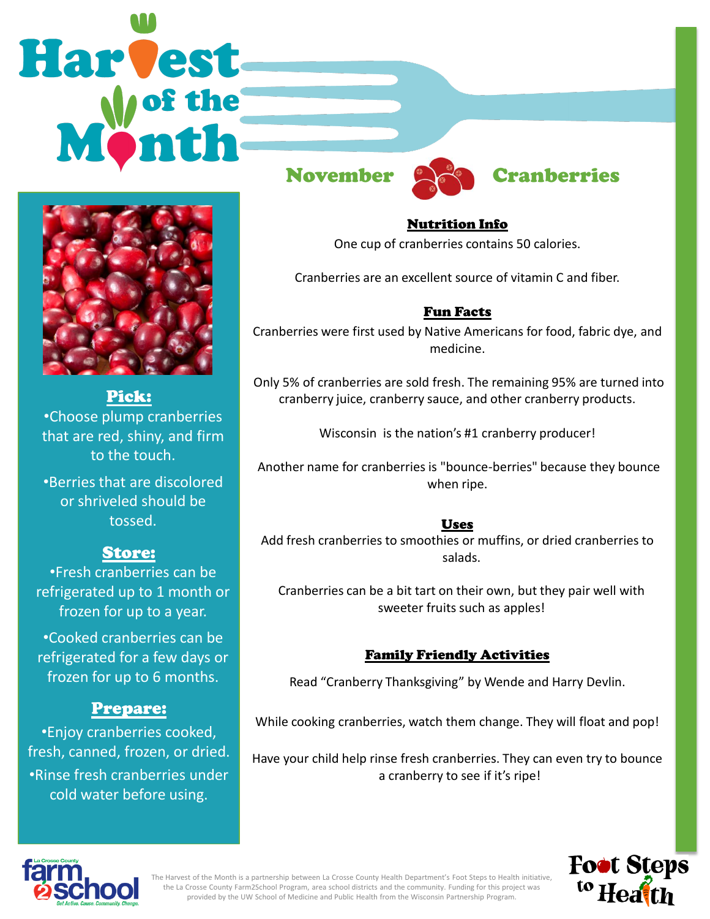# Harvest of the Month

## November — Cranberries

### Pick:

- Choose plump cranberries that are red, shiny, and firm to the touch.
- Berries that are discolored or shriveled should be tossed.

### Store:

- Fresh cranberries can be refrigerated up to 1 month or frozen for up to a year.
- Cooked cranberries can be refrigerated for a few days or frozen for up to 6 months.

### Prepare:

- Enjoy cranberries cooked, fresh, canned, frozen, or dried.
- Rinse fresh cranberries under cold water before using.

### Nutrition Info

One cup of cranberries contains 50 calories.

Cranberries are an excellent source of vitamin C and fiber.

### Fun Facts

Cranberries were first used by Native Americans for food, fabric dye, and medicine.

Only 5% of cranberries are sold fresh. The remaining 95% are turned into cranberry juice, cranberry sauce, and other cranberry products.

Wisconsin is the nation's #1 cranberry producer!

Another name for cranberries is "bounce-berries" because they bounce when ripe.

### Uses

Add fresh cranberries to smoothies or muffins, or dried cranberries to salads.

Cranberries can be a bit tart on their own, but they pair well with sweeter fruits such as apples!

### Family Friendly Activities

Read "Cranberry Thanksgiving" by Wende and Harry Devlin.

While cooking cranberries, watch them change. They will float and pop!

Have your child help rinse fresh cranberries. They can even try to bounce a cranberry to see if it's ripe!

La Crosse County farm 2 school — Get Active. Cause. Community. Change.

The Harvest of the Month is a partnership between La Crosse County Health Department's Foot Steps to Health initiative, the La Crosse County Farm2School Program, area school districts and the community. Funding for this project was provided by the UW School of Medicine and Public Health from the Wisconsin Partnership Program.

Foot Steps to Health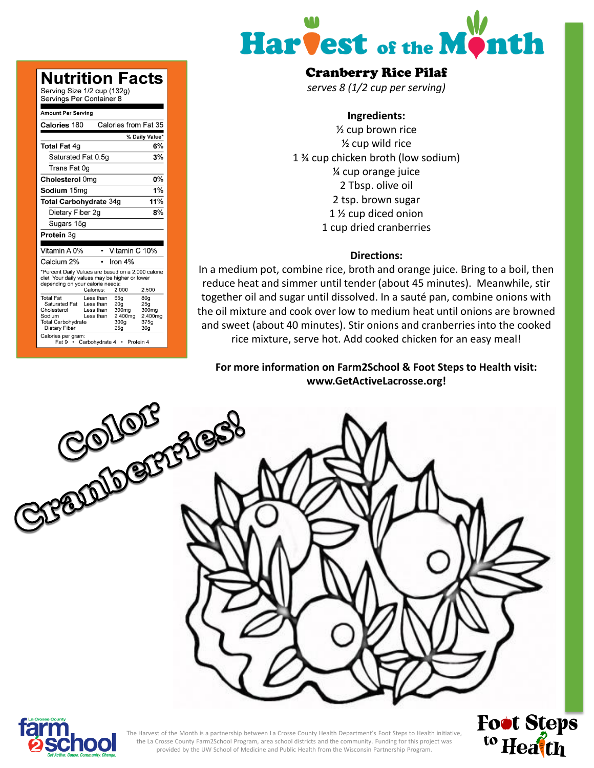# Harvest of the Month

## Nutrition Facts

Serving Size 1/2 cup (132g)
Servings Per Container 8

**Amount Per Serving**

| | |
|---|---|
| **Calories** 180 | Calories from Fat 35 |
| | **% Daily Value*** |
| **Total Fat** 4g | **6%** |
| Saturated Fat 0.5g | **3%** |
| Trans Fat 0g | |
| **Cholesterol** 0mg | **0%** |
| **Sodium** 15mg | **1%** |
| **Total Carbohydrate** 34g | **11%** |
| Dietary Fiber 2g | **8%** |
| Sugars 15g | |
| **Protein** 3g | |

| | |
|---|---|
| Vitamin A 0% | Vitamin C 10% |
| Calcium 2% | Iron 4% |

*Percent Daily Values are based on a 2,000 calorie diet. Your daily values may be higher or lower depending on your calorie needs:

| | | Calories: 2,000 | 2,500 |
|---|---|---|---|
| Total Fat | Less than | 65g | 80g |
| Saturated Fat | Less than | 20g | 25g |
| Cholesterol | Less than | 300mg | 300mg |
| Sodium | Less than | 2,400mg | 2,400mg |
| Total Carbohydrate | | 300g | 375g |
| Dietary Fiber | | 25g | 30g |

Calories per gram:
Fat 9 • Carbohydrate 4 • Protein 4

## Cranberry Rice Pilaf

*serves 8 (1/2 cup per serving)*

**Ingredients:**

½ cup brown rice
½ cup wild rice
1 ¾ cup chicken broth (low sodium)
¼ cup orange juice
2 Tbsp. olive oil
2 tsp. brown sugar
1 ½ cup diced onion
1 cup dried cranberries

**Directions:**

In a medium pot, combine rice, broth and orange juice. Bring to a boil, then reduce heat and simmer until tender (about 45 minutes). Meanwhile, stir together oil and sugar until dissolved. In a sauté pan, combine onions with the oil mixture and cook over low to medium heat until onions are browned and sweet (about 40 minutes). Stir onions and cranberries into the cooked rice mixture, serve hot. Add cooked chicken for an easy meal!

**For more information on Farm2School & Foot Steps to Health visit: www.GetActiveLacrosse.org!**

Color Cranberries!

The Harvest of the Month is a partnership between La Crosse County Health Department's Foot Steps to Health initiative, the La Crosse County Farm2School Program, area school districts and the community. Funding for this project was provided by the UW School of Medicine and Public Health from the Wisconsin Partnership Program.